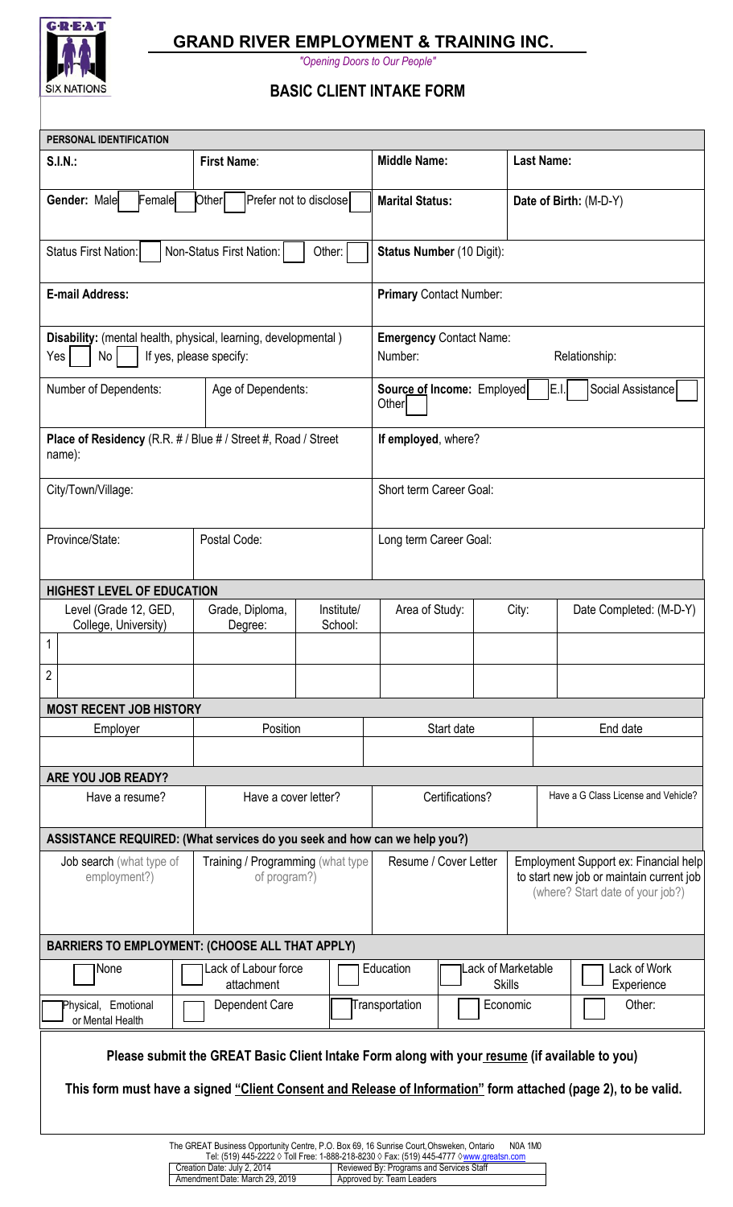# GRAND RIVER EMPLOYMENT & TRAINING INC.

*"Opening Doors to Our People"*

## BASIC CLIENT INTAKE FORM

| PERSONAL IDENTIFICATION | | | |
|---|---|---|---|
| **S.I.N.:** | **First Name:** | **Middle Name:** | **Last Name:** |
| **Gender:** Male ☐ Female ☐ Other ☐ Prefer not to disclose ☐ | | **Marital Status:** | **Date of Birth:** (M-D-Y) |
| Status First Nation: ☐ Non-Status First Nation: ☐ Other: ☐ | | **Status Number** (10 Digit): | |
| **E-mail Address:** | | **Primary** Contact Number: | |
| **Disability:** (mental health, physical, learning, developmental) Yes ☐ No ☐ If yes, please specify: | | **Emergency** Contact Name: Number: Relationship: | |
| Number of Dependents: | Age of Dependents: | **Source of Income:** Employed ☐ E.I. ☐ Social Assistance ☐ Other ☐ | |
| **Place of Residency** (R.R. # / Blue # / Street #, Road / Street name): | | **If employed**, where? | |
| City/Town/Village: | | Short term Career Goal: | |
| Province/State: | Postal Code: | Long term Career Goal: | |

**HIGHEST LEVEL OF EDUCATION**

| Level (Grade 12, GED, College, University) | Grade, Diploma, Degree: | Institute/ School: | Area of Study: | City: | Date Completed: (M-D-Y) |
|---|---|---|---|---|---|
| 1 | | | | | |
| 2 | | | | | |

**MOST RECENT JOB HISTORY**

| Employer | Position | Start date | End date |
|---|---|---|---|
| | | | |

**ARE YOU JOB READY?**

| Have a resume? | Have a cover letter? | Certifications? | Have a G Class License and Vehicle? |
|---|---|---|---|
| | | | |

**ASSISTANCE REQUIRED: (What services do you seek and how can we help you?)**

| Job search (what type of employment?) | Training / Programming (what type of program?) | Resume / Cover Letter | Employment Support ex: Financial help to start new job or maintain current job (where? Start date of your job?) |
|---|---|---|---|
| | | | |

**BARRIERS TO EMPLOYMENT: (CHOOSE ALL THAT APPLY)**

| | | | | |
|---|---|---|---|---|
| ☐ None | ☐ Lack of Labour force attachment | ☐ Education | ☐ Lack of Marketable Skills | ☐ Lack of Work Experience |
| ☐ Physical, Emotional or Mental Health | ☐ Dependent Care | ☐ Transportation | ☐ Economic | ☐ Other: |

**Please submit the GREAT Basic Client Intake Form along with your resume (if available to you)**

**This form must have a signed "Client Consent and Release of Information" form attached (page 2), to be valid.**

The GREAT Business Opportunity Centre, P.O. Box 69, 16 Sunrise Court, Ohsweken, Ontario N0A 1M0
Tel: (519) 445-2222 ◊ Toll Free: 1-888-218-8230 ◊ Fax: (519) 445-4777 ◊ www.greatsn.com

| | |
|---|---|
| Creation Date: July 2, 2014 | Reviewed By: Programs and Services Staff |
| Amendment Date: March 29, 2019 | Approved by: Team Leaders |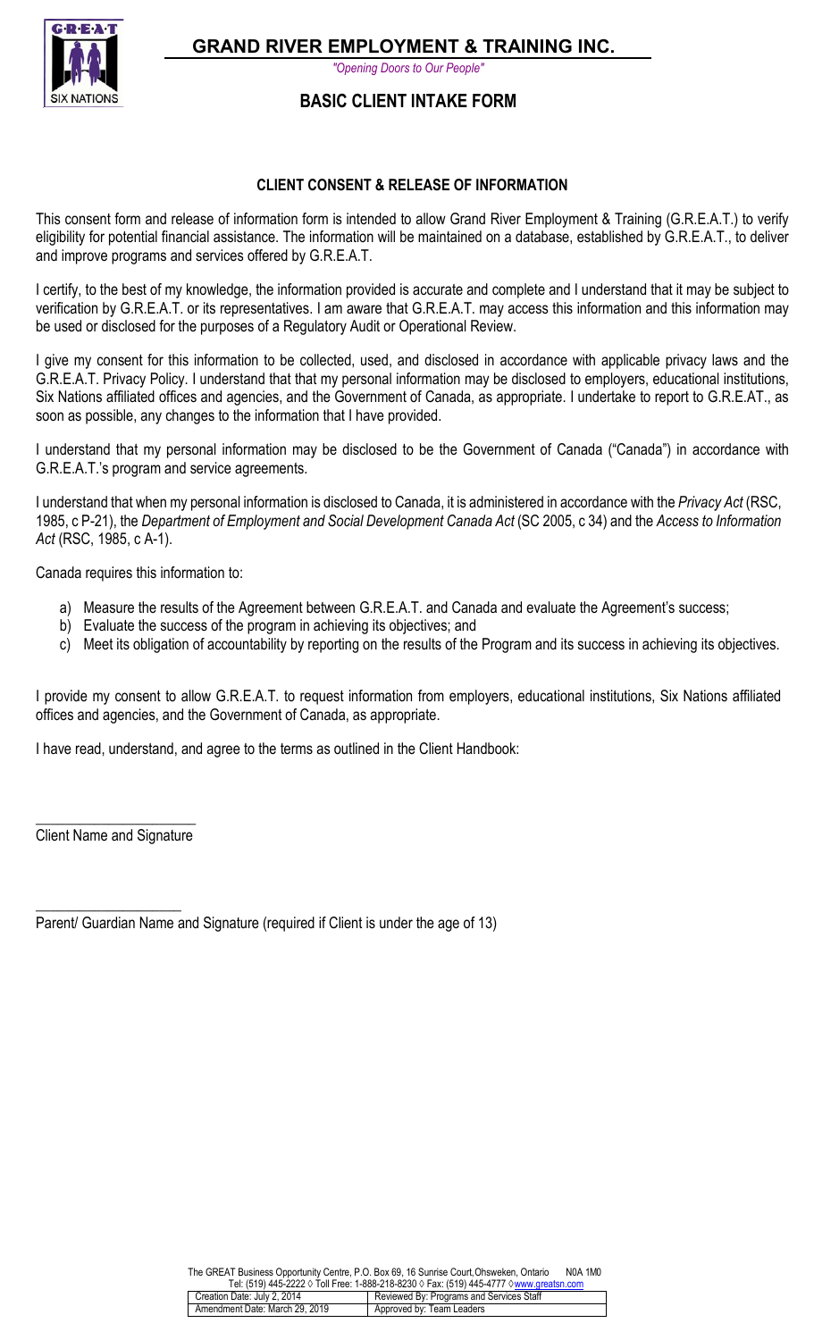# GRAND RIVER EMPLOYMENT & TRAINING INC.

*"Opening Doors to Our People"*

## BASIC CLIENT INTAKE FORM

### CLIENT CONSENT & RELEASE OF INFORMATION

This consent form and release of information form is intended to allow Grand River Employment & Training (G.R.E.A.T.) to verify eligibility for potential financial assistance. The information will be maintained on a database, established by G.R.E.A.T., to deliver and improve programs and services offered by G.R.E.A.T.

I certify, to the best of my knowledge, the information provided is accurate and complete and I understand that it may be subject to verification by G.R.E.A.T. or its representatives. I am aware that G.R.E.A.T. may access this information and this information may be used or disclosed for the purposes of a Regulatory Audit or Operational Review.

I give my consent for this information to be collected, used, and disclosed in accordance with applicable privacy laws and the G.R.E.A.T. Privacy Policy. I understand that that my personal information may be disclosed to employers, educational institutions, Six Nations affiliated offices and agencies, and the Government of Canada, as appropriate. I undertake to report to G.R.E.A.T., as soon as possible, any changes to the information that I have provided.

I understand that my personal information may be disclosed to be the Government of Canada ("Canada") in accordance with G.R.E.A.T.'s program and service agreements.

I understand that when my personal information is disclosed to Canada, it is administered in accordance with the *Privacy Act* (RSC, 1985, c P-21), the *Department of Employment and Social Development Canada Act* (SC 2005, c 34) and the *Access to Information Act* (RSC, 1985, c A-1).

Canada requires this information to:

a) Measure the results of the Agreement between G.R.E.A.T. and Canada and evaluate the Agreement's success;
b) Evaluate the success of the program in achieving its objectives; and
c) Meet its obligation of accountability by reporting on the results of the Program and its success in achieving its objectives.

I provide my consent to allow G.R.E.A.T. to request information from employers, educational institutions, Six Nations affiliated offices and agencies, and the Government of Canada, as appropriate.

I have read, understand, and agree to the terms as outlined in the Client Handbook:

______________________
Client Name and Signature

____________________
Parent/ Guardian Name and Signature (required if Client is under the age of 13)

The GREAT Business Opportunity Centre, P.O. Box 69, 16 Sunrise Court, Ohsweken, Ontario N0A 1M0
Tel: (519) 445-2222 ◊ Toll Free: 1-888-218-8230 ◊ Fax: (519) 445-4777 ◊ www.greatsn.com

| | |
|---|---|
| Creation Date: July 2, 2014 | Reviewed By: Programs and Services Staff |
| Amendment Date: March 29, 2019 | Approved by: Team Leaders |